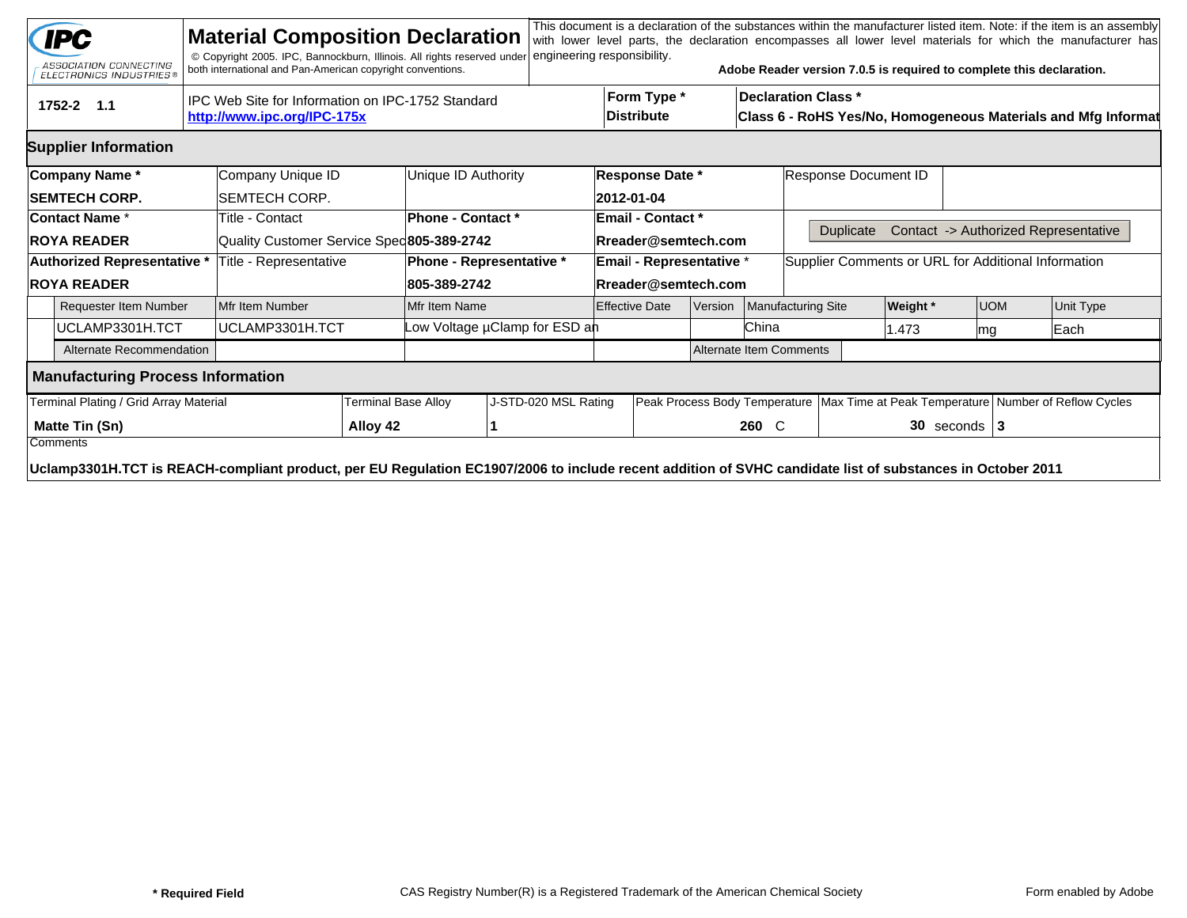**IPC** ASSOCIATION CONNECTING ELECTRONICS INDUSTRIES®

# Material Composition Declaration

© Copyright 2005. IPC, Bannockburn, Illinois. All rights reserved under both international and Pan-American copyright conventions.

This document is a declaration of the substances within the manufacturer listed item. Note: if the item is an assembly with lower level parts, the declaration encompasses all lower level materials for which the manufacturer has engineering responsibility.

**Adobe Reader version 7.0.5 is required to complete this declaration.**

| 1752-2 1.1 | IPC Web Site for Information on IPC-1752 Standard **http://www.ipc.org/IPC-175x** | **Form Type *** **Distribute** | **Declaration Class *** **Class 6 - RoHS Yes/No, Homogeneous Materials and Mfg Informat** |
|---|---|---|---|

## Supplier Information

| **Company Name *** | Company Unique ID | Unique ID Authority | **Response Date *** | Response Document ID |
|---|---|---|---|---|
| **SEMTECH CORP.** | SEMTECH CORP. | | **2012-01-04** | |
| **Contact Name *** | Title - Contact | **Phone - Contact *** | **Email - Contact *** | Duplicate Contact -> Authorized Representative |
| **ROYA READER** | Quality Customer Service Spec | **805-389-2742** | **Rreader@semtech.com** | |
| **Authorized Representative *** | Title - Representative | **Phone - Representative *** | **Email - Representative *** | Supplier Comments or URL for Additional Information |
| **ROYA READER** | | **805-389-2742** | **Rreader@semtech.com** | |

| Requester Item Number | Mfr Item Number | Mfr Item Name | Effective Date | Version | Manufacturing Site | **Weight *** | UOM | Unit Type |
|---|---|---|---|---|---|---|---|---|
| UCLAMP3301H.TCT | UCLAMP3301H.TCT | Low Voltage µClamp for ESD an | | | China | 1.473 | mg | Each |
| Alternate Recommendation | | | | Alternate Item Comments | | | | |

## Manufacturing Process Information

| Terminal Plating / Grid Array Material | Terminal Base Alloy | J-STD-020 MSL Rating | Peak Process Body Temperature | Max Time at Peak Temperature | Number of Reflow Cycles |
|---|---|---|---|---|---|
| **Matte Tin (Sn)** | **Alloy 42** | **1** | **260** C | **30** seconds | **3** |

Comments

**Uclamp3301H.TCT is REACH-compliant product, per EU Regulation EC1907/2006 to include recent addition of SVHC candidate list of substances in October 2011**

**\* Required Field** CAS Registry Number(R) is a Registered Trademark of the American Chemical Society Form enabled by Adobe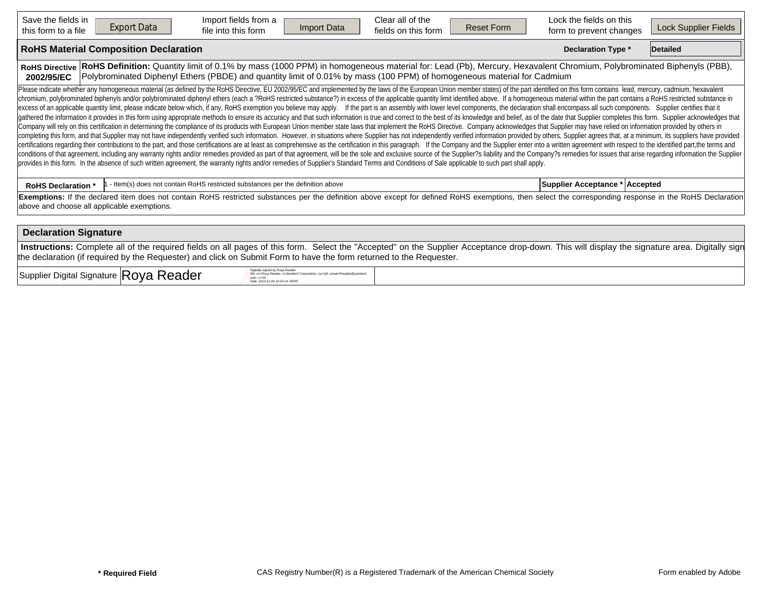| Save the fields in this form to a file | Export Data | Import fields from a file into this form | Import Data | Clear all of the fields on this form | Reset Form | Lock the fields on this form to prevent changes | Lock Supplier Fields |
|---|---|---|---|---|---|---|---|

## RoHS Material Composition Declaration

**Declaration Type *** | **Detailed**

| **RoHS Directive 2002/95/EC** | **RoHS Definition:** Quantity limit of 0.1% by mass (1000 PPM) in homogeneous material for: Lead (Pb), Mercury, Hexavalent Chromium, Polybrominated Biphenyls (PBB), Polybrominated Diphenyl Ethers (PBDE) and quantity limit of 0.01% by mass (100 PPM) of homogeneous material for Cadmium |
|---|---|

Please indicate whether any homogeneous material (as defined by the RoHS Directive, EU 2002/95/EC and implemented by the laws of the European Union member states) of the part identified on this form contains lead, mercury, cadmium, hexavalent chromium, polybrominated biphenyls and/or polybrominated diphenyl ethers (each a ?RoHS restricted substance?) in excess of the applicable quantity limit identified above. If a homogeneous material within the part contains a RoHS restricted substance in excess of an applicable quantity limit, please indicate below which, if any, RoHS exemption you believe may apply. If the part is an assembly with lower level components, the declaration shall encompass all such components. Supplier certifies that it gathered the information it provides in this form using appropriate methods to ensure its accuracy and that such information is true and correct to the best of its knowledge and belief, as of the date that Supplier completes this form. Supplier acknowledges that Company will rely on this certification in determining the compliance of its products with European Union member state laws that implement the RoHS Directive. Company acknowledges that Supplier may have relied on information provided by others in completing this form, and that Supplier may not have independently verified such information. However, in situations where Supplier has not independently verified information provided by others, Supplier agrees that, at a minimum, its suppliers have provided certifications regarding their contributions to the part, and those certifications are at least as comprehensive as the certification in this paragraph. If the Company and the Supplier enter into a written agreement with respect to the identified part,the terms and conditions of that agreement, including any warranty rights and/or remedies provided as part of that agreement, will be the sole and exclusive source of the Supplier?s liability and the Company?s remedies for issues that arise regarding information the Supplier provides in this form. In the absence of such written agreement, the warranty rights and/or remedies of Supplier's Standard Terms and Conditions of Sale applicable to such part shall apply.

| **RoHS Declaration *** | 1 - Item(s) does not contain RoHS restricted substances per the definition above | **Supplier Acceptance *** | **Accepted** |
|---|---|---|---|

**Exemptions:** If the declared item does not contain RoHS restricted substances per the definition above except for defined RoHS exemptions, then select the corresponding response in the RoHS Declaration above and choose all applicable exemptions.

## Declaration Signature

**Instructions:** Complete all of the required fields on all pages of this form. Select the "Accepted" on the Supplier Acceptance drop-down. This will display the signature area. Digitally sign the declaration (if required by the Requester) and click on Submit Form to have the form returned to the Requester.

| Supplier Digital Signature | Roya Reader | Digitally signed by Roya Reader DN: cn=Roya Reader, o=Semtech Corporation, ou=QA, email=Rreader@semtech.com, c=US Date: 2012.01.04 10:54:14 -08'00' | |
|---|---|---|---|

**\* Required Field** CAS Registry Number(R) is a Registered Trademark of the American Chemical Society Form enabled by Adobe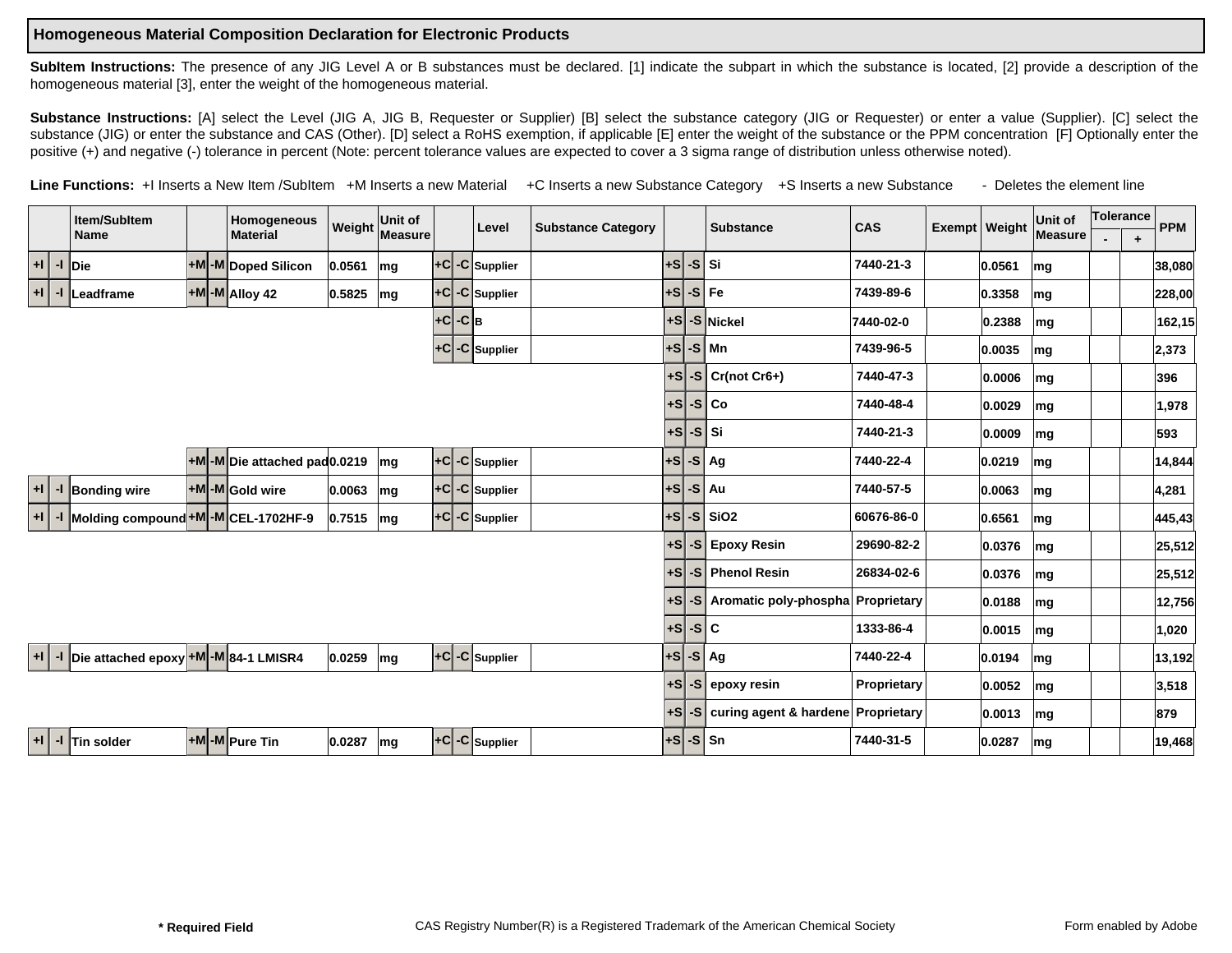## Homogeneous Material Composition Declaration for Electronic Products

**SubItem Instructions:** The presence of any JIG Level A or B substances must be declared. [1] indicate the subpart in which the substance is located, [2] provide a description of the homogeneous material [3], enter the weight of the homogeneous material.

**Substance Instructions:** [A] select the Level (JIG A, JIG B, Requester or Supplier) [B] select the substance category (JIG or Requester) or enter a value (Supplier). [C] select the substance (JIG) or enter the substance and CAS (Other). [D] select a RoHS exemption, if applicable [E] enter the weight of the substance or the PPM concentration [F] Optionally enter the positive (+) and negative (-) tolerance in percent (Note: percent tolerance values are expected to cover a 3 sigma range of distribution unless otherwise noted).

**Line Functions:** +I Inserts a New Item /SubItem +M Inserts a new Material +C Inserts a new Substance Category +S Inserts a new Substance - Deletes the element line

| | | Item/SubItem Name | | | Homogeneous Material | Weight | Unit of Measure | | | Level | Substance Category | | | Substance | CAS | Exempt | Weight | Unit of Measure | Tolerance | | PPM |
|---|---|---|---|---|---|---|---|---|---|---|---|---|---|---|---|---|---|---|---|---|---|
| | | | | | | | | | | | | | | | | | | | - | + | |
| +I | -I | Die | +M | -M | Doped Silicon | 0.0561 | mg | +C | -C | Supplier | | +S | -S | Si | 7440-21-3 | | 0.0561 | mg | | | 38,080 |
| +I | -I | Leadframe | +M | -M | Alloy 42 | 0.5825 | mg | +C | -C | Supplier | | +S | -S | Fe | 7439-89-6 | | 0.3358 | mg | | | 228,00 |
| | | | | | | | | +C | -C | B | | +S | -S | Nickel | 7440-02-0 | | 0.2388 | mg | | | 162,15 |
| | | | | | | | | +C | -C | Supplier | | +S | -S | Mn | 7439-96-5 | | 0.0035 | mg | | | 2,373 |
| | | | | | | | | | | | | +S | -S | Cr(not Cr6+) | 7440-47-3 | | 0.0006 | mg | | | 396 |
| | | | | | | | | | | | | +S | -S | Co | 7440-48-4 | | 0.0029 | mg | | | 1,978 |
| | | | | | | | | | | | | +S | -S | Si | 7440-21-3 | | 0.0009 | mg | | | 593 |
| | | | +M | -M | Die attached pad | 0.0219 | mg | +C | -C | Supplier | | +S | -S | Ag | 7440-22-4 | | 0.0219 | mg | | | 14,844 |
| +I | -I | Bonding wire | +M | -M | Gold wire | 0.0063 | mg | +C | -C | Supplier | | +S | -S | Au | 7440-57-5 | | 0.0063 | mg | | | 4,281 |
| +I | -I | Molding compound | +M | -M | CEL-1702HF-9 | 0.7515 | mg | +C | -C | Supplier | | +S | -S | SiO2 | 60676-86-0 | | 0.6561 | mg | | | 445,43 |
| | | | | | | | | | | | | +S | -S | Epoxy Resin | 29690-82-2 | | 0.0376 | mg | | | 25,512 |
| | | | | | | | | | | | | +S | -S | Phenol Resin | 26834-02-6 | | 0.0376 | mg | | | 25,512 |
| | | | | | | | | | | | | +S | -S | Aromatic poly-phospha | Proprietary | | 0.0188 | mg | | | 12,756 |
| | | | | | | | | | | | | +S | -S | C | 1333-86-4 | | 0.0015 | mg | | | 1,020 |
| +I | -I | Die attached epoxy | +M | -M | 84-1 LMISR4 | 0.0259 | mg | +C | -C | Supplier | | +S | -S | Ag | 7440-22-4 | | 0.0194 | mg | | | 13,192 |
| | | | | | | | | | | | | +S | -S | epoxy resin | Proprietary | | 0.0052 | mg | | | 3,518 |
| | | | | | | | | | | | | +S | -S | curing agent & hardene | Proprietary | | 0.0013 | mg | | | 879 |
| +I | -I | Tin solder | +M | -M | Pure Tin | 0.0287 | mg | +C | -C | Supplier | | +S | -S | Sn | 7440-31-5 | | 0.0287 | mg | | | 19,468 |

\* Required Field

CAS Registry Number(R) is a Registered Trademark of the American Chemical Society

Form enabled by Adobe